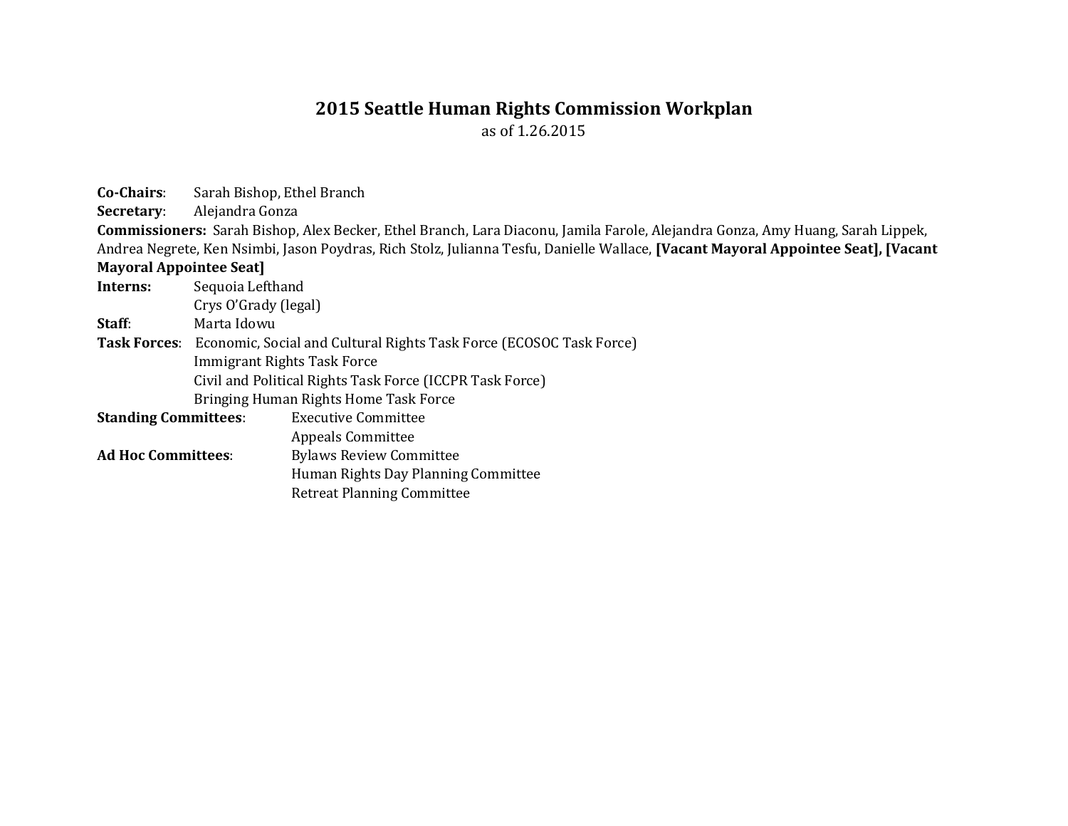# 2015 Seattle Human Rights Commission Workplan

as of 1.26.2015

**Co-Chairs**: Sarah Bishop, Ethel Branch

**Secretary**: Alejandra Gonza

**Commissioners:** Sarah Bishop, Alex Becker, Ethel Branch, Lara Diaconu, Jamila Farole, Alejandra Gonza, Amy Huang, Sarah Lippek, Andrea Negrete, Ken Nsimbi, Jason Poydras, Rich Stolz, Julianna Tesfu, Danielle Wallace, **[Vacant Mayoral Appointee Seat], [Vacant Mayoral Appointee Seat]**

**Interns:** Sequoia Lefthand
Crys O'Grady (legal)

**Staff**: Marta Idowu

**Task Forces**: Economic, Social and Cultural Rights Task Force (ECOSOC Task Force)
Immigrant Rights Task Force
Civil and Political Rights Task Force (ICCPR Task Force)
Bringing Human Rights Home Task Force

**Standing Committees**: Executive Committee
Appeals Committee

**Ad Hoc Committees**: Bylaws Review Committee
Human Rights Day Planning Committee
Retreat Planning Committee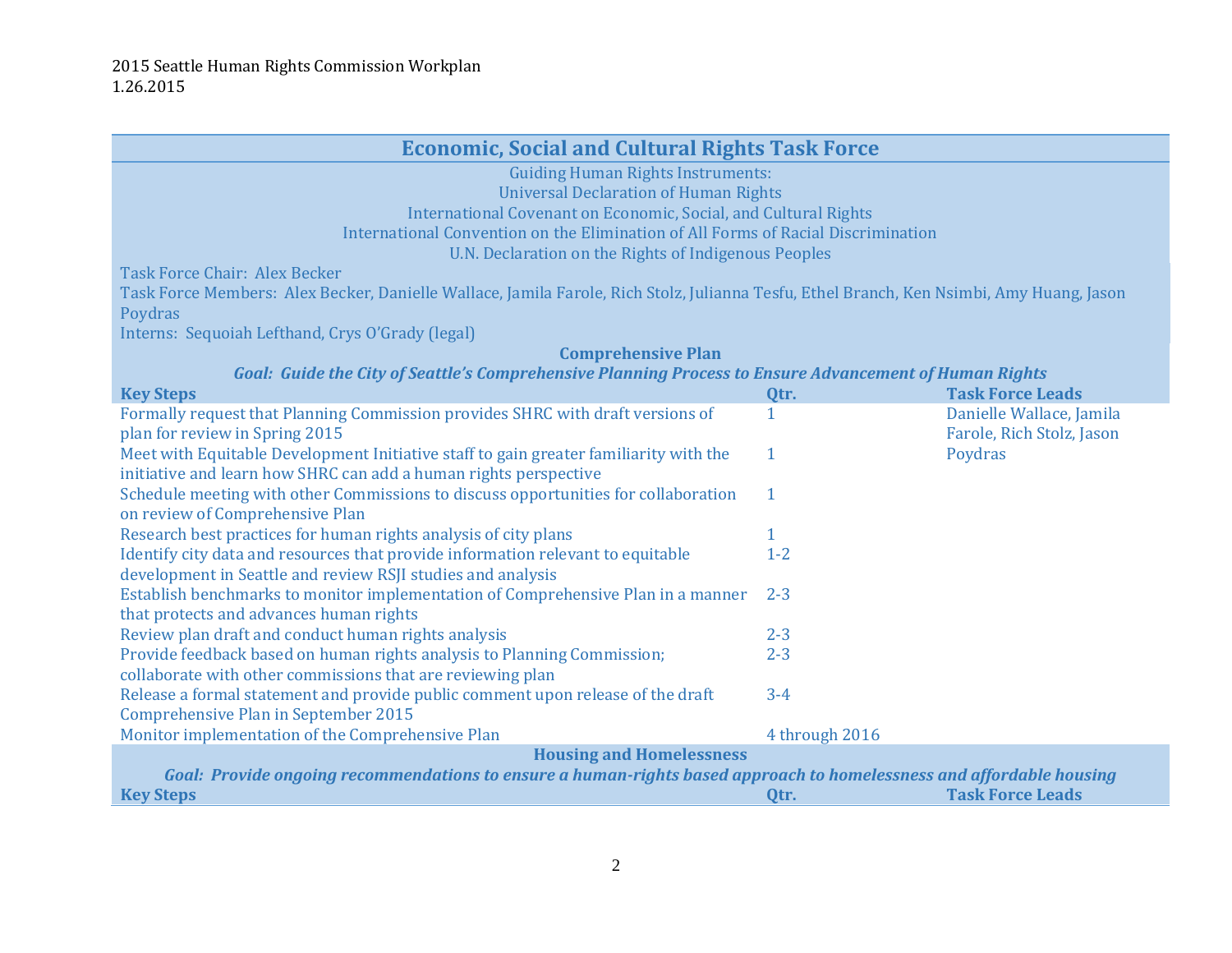2015 Seattle Human Rights Commission Workplan
1.26.2015

## Economic, Social and Cultural Rights Task Force

Guiding Human Rights Instruments:
Universal Declaration of Human Rights
International Covenant on Economic, Social, and Cultural Rights
International Convention on the Elimination of All Forms of Racial Discrimination
U.N. Declaration on the Rights of Indigenous Peoples

Task Force Chair: Alex Becker
Task Force Members: Alex Becker, Danielle Wallace, Jamila Farole, Rich Stolz, Julianna Tesfu, Ethel Branch, Ken Nsimbi, Amy Huang, Jason Poydras
Interns: Sequoiah Lefthand, Crys O'Grady (legal)

### Comprehensive Plan

***Goal: Guide the City of Seattle's Comprehensive Planning Process to Ensure Advancement of Human Rights***

| **Key Steps** | **Qtr.** | **Task Force Leads** |
|---|---|---|
| Formally request that Planning Commission provides SHRC with draft versions of plan for review in Spring 2015 | 1 | Danielle Wallace, Jamila Farole, Rich Stolz, Jason Poydras |
| Meet with Equitable Development Initiative staff to gain greater familiarity with the initiative and learn how SHRC can add a human rights perspective | 1 | |
| Schedule meeting with other Commissions to discuss opportunities for collaboration on review of Comprehensive Plan | 1 | |
| Research best practices for human rights analysis of city plans | 1 | |
| Identify city data and resources that provide information relevant to equitable development in Seattle and review RSJI studies and analysis | 1-2 | |
| Establish benchmarks to monitor implementation of Comprehensive Plan in a manner that protects and advances human rights | 2-3 | |
| Review plan draft and conduct human rights analysis | 2-3 | |
| Provide feedback based on human rights analysis to Planning Commission; collaborate with other commissions that are reviewing plan | 2-3 | |
| Release a formal statement and provide public comment upon release of the draft Comprehensive Plan in September 2015 | 3-4 | |
| Monitor implementation of the Comprehensive Plan | 4 through 2016 | |

### Housing and Homelessness

***Goal: Provide ongoing recommendations to ensure a human-rights based approach to homelessness and affordable housing***

| **Key Steps** | **Qtr.** | **Task Force Leads** |
|---|---|---|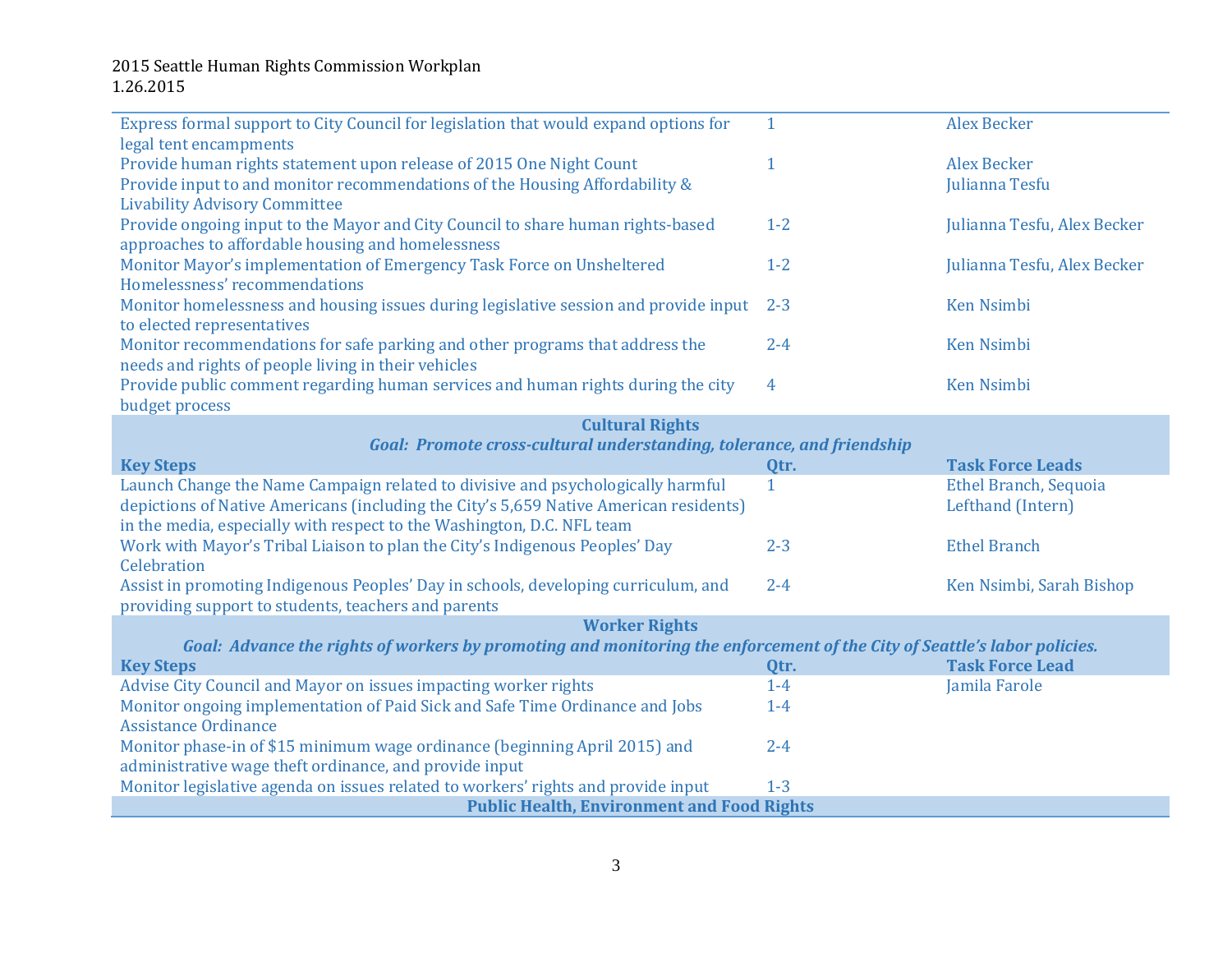| Key Steps | Qtr. | Task Force Leads |
|---|---|---|
| Express formal support to City Council for legislation that would expand options for legal tent encampments | 1 | Alex Becker |
| Provide human rights statement upon release of 2015 One Night Count | 1 | Alex Becker |
| Provide input to and monitor recommendations of the Housing Affordability & Livability Advisory Committee | | Julianna Tesfu |
| Provide ongoing input to the Mayor and City Council to share human rights-based approaches to affordable housing and homelessness | 1-2 | Julianna Tesfu, Alex Becker |
| Monitor Mayor's implementation of Emergency Task Force on Unsheltered Homelessness' recommendations | 1-2 | Julianna Tesfu, Alex Becker |
| Monitor homelessness and housing issues during legislative session and provide input to elected representatives | 2-3 | Ken Nsimbi |
| Monitor recommendations for safe parking and other programs that address the needs and rights of people living in their vehicles | 2-4 | Ken Nsimbi |
| Provide public comment regarding human services and human rights during the city budget process | 4 | Ken Nsimbi |

## Cultural Rights

***Goal: Promote cross-cultural understanding, tolerance, and friendship***

| Key Steps | Qtr. | Task Force Leads |
|---|---|---|
| Launch Change the Name Campaign related to divisive and psychologically harmful depictions of Native Americans (including the City's 5,659 Native American residents) in the media, especially with respect to the Washington, D.C. NFL team | 1 | Ethel Branch, Sequoia Lefthand (Intern) |
| Work with Mayor's Tribal Liaison to plan the City's Indigenous Peoples' Day Celebration | 2-3 | Ethel Branch |
| Assist in promoting Indigenous Peoples' Day in schools, developing curriculum, and providing support to students, teachers and parents | 2-4 | Ken Nsimbi, Sarah Bishop |

## Worker Rights

***Goal: Advance the rights of workers by promoting and monitoring the enforcement of the City of Seattle's labor policies.***

| Key Steps | Qtr. | Task Force Lead |
|---|---|---|
| Advise City Council and Mayor on issues impacting worker rights | 1-4 | Jamila Farole |
| Monitor ongoing implementation of Paid Sick and Safe Time Ordinance and Jobs Assistance Ordinance | 1-4 | |
| Monitor phase-in of $15 minimum wage ordinance (beginning April 2015) and administrative wage theft ordinance, and provide input | 2-4 | |
| Monitor legislative agenda on issues related to workers' rights and provide input | 1-3 | |

## Public Health, Environment and Food Rights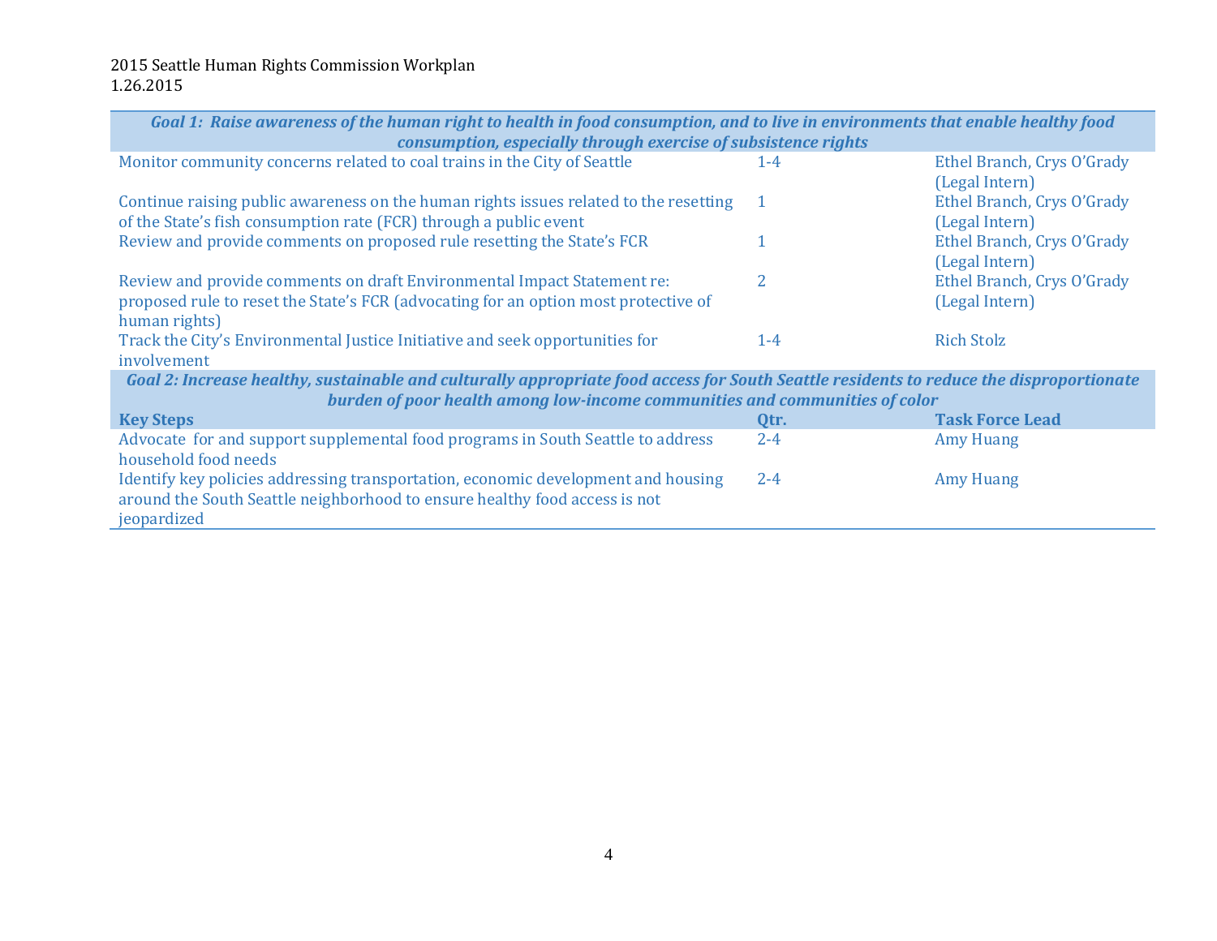2015 Seattle Human Rights Commission Workplan
1.26.2015

| ***Goal 1: Raise awareness of the human right to health in food consumption, and to live in environments that enable healthy food consumption, especially through exercise of subsistence rights*** | | |
|---|---|---|
| Monitor community concerns related to coal trains in the City of Seattle | 1-4 | Ethel Branch, Crys O'Grady (Legal Intern) |
| Continue raising public awareness on the human rights issues related to the resetting of the State's fish consumption rate (FCR) through a public event | 1 | Ethel Branch, Crys O'Grady (Legal Intern) |
| Review and provide comments on proposed rule resetting the State's FCR | 1 | Ethel Branch, Crys O'Grady (Legal Intern) |
| Review and provide comments on draft Environmental Impact Statement re: proposed rule to reset the State's FCR (advocating for an option most protective of human rights) | 2 | Ethel Branch, Crys O'Grady (Legal Intern) |
| Track the City's Environmental Justice Initiative and seek opportunities for involvement | 1-4 | Rich Stolz |

| ***Goal 2: Increase healthy, sustainable and culturally appropriate food access for South Seattle residents to reduce the disproportionate burden of poor health among low-income communities and communities of color*** | | |
|---|---|---|
| **Key Steps** | **Qtr.** | **Task Force Lead** |
| Advocate for and support supplemental food programs in South Seattle to address household food needs | 2-4 | Amy Huang |
| Identify key policies addressing transportation, economic development and housing around the South Seattle neighborhood to ensure healthy food access is not jeopardized | 2-4 | Amy Huang |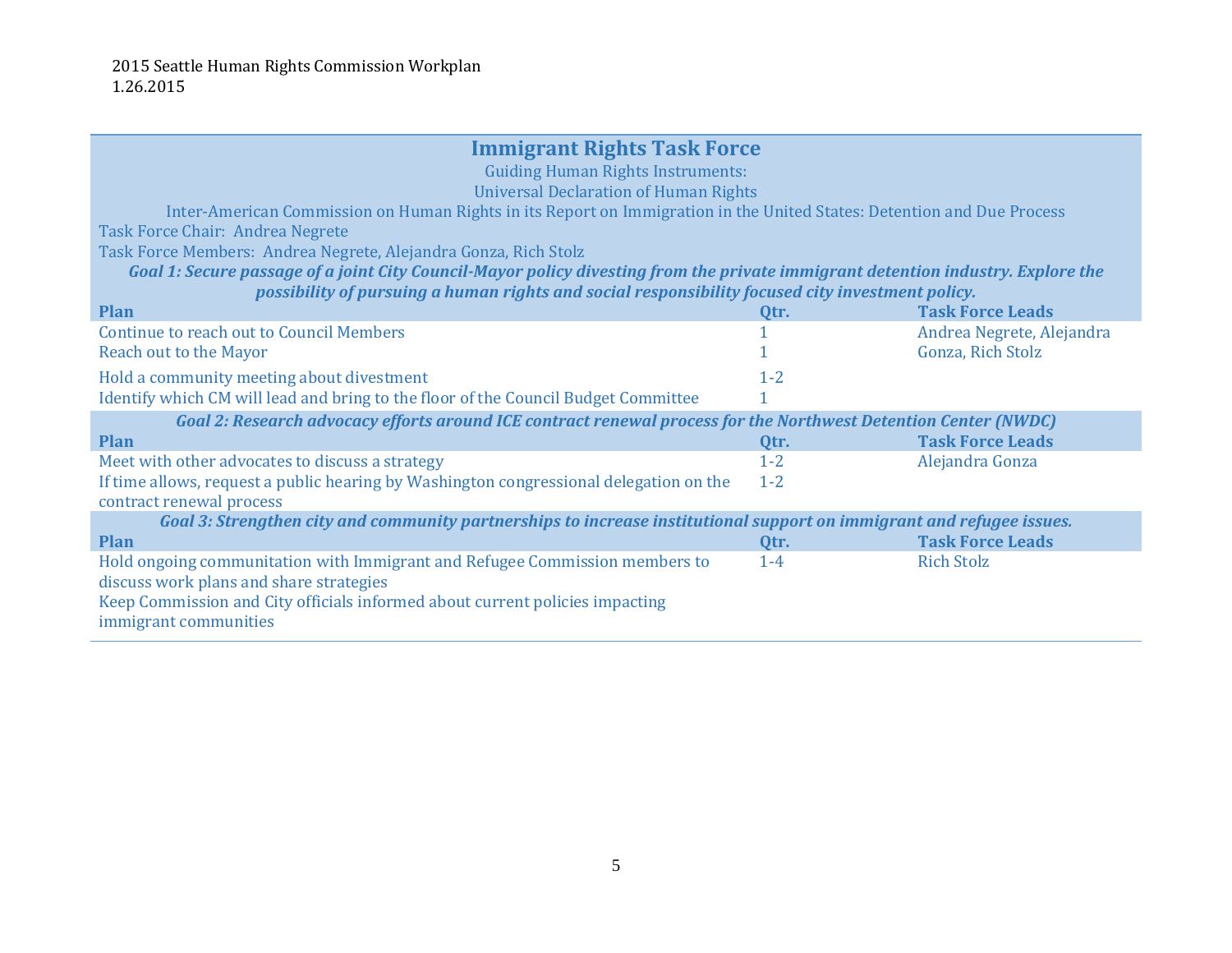2015 Seattle Human Rights Commission Workplan
1.26.2015

## Immigrant Rights Task Force

Guiding Human Rights Instruments:
Universal Declaration of Human Rights
Inter-American Commission on Human Rights in its Report on Immigration in the United States: Detention and Due Process

Task Force Chair: Andrea Negrete

Task Force Members: Andrea Negrete, Alejandra Gonza, Rich Stolz

***Goal 1: Secure passage of a joint City Council-Mayor policy divesting from the private immigrant detention industry. Explore the possibility of pursuing a human rights and social responsibility focused city investment policy.***

| Plan | Qtr. | Task Force Leads |
|---|---|---|
| Continue to reach out to Council Members | 1 | Andrea Negrete, Alejandra Gonza, Rich Stolz |
| Reach out to the Mayor | 1 | |
| Hold a community meeting about divestment | 1-2 | |
| Identify which CM will lead and bring to the floor of the Council Budget Committee | 1 | |

***Goal 2: Research advocacy efforts around ICE contract renewal process for the Northwest Detention Center (NWDC)***

| Plan | Qtr. | Task Force Leads |
|---|---|---|
| Meet with other advocates to discuss a strategy | 1-2 | Alejandra Gonza |
| If time allows, request a public hearing by Washington congressional delegation on the contract renewal process | 1-2 | |

***Goal 3: Strengthen city and community partnerships to increase institutional support on immigrant and refugee issues.***

| Plan | Qtr. | Task Force Leads |
|---|---|---|
| Hold ongoing communitation with Immigrant and Refugee Commission members to discuss work plans and share strategies | 1-4 | Rich Stolz |
| Keep Commission and City officials informed about current policies impacting immigrant communities | | |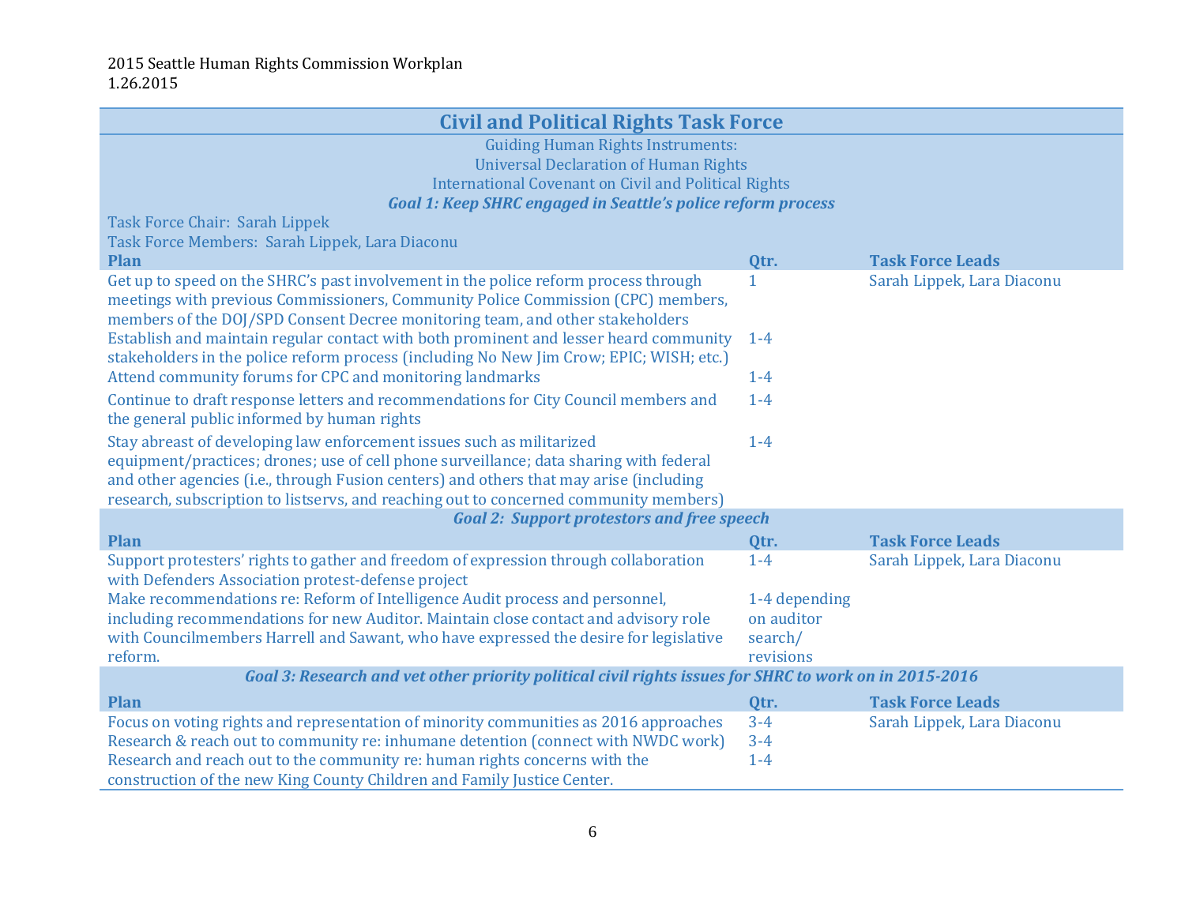2015 Seattle Human Rights Commission Workplan
1.26.2015

## Civil and Political Rights Task Force

Guiding Human Rights Instruments:
Universal Declaration of Human Rights
International Covenant on Civil and Political Rights

***Goal 1: Keep SHRC engaged in Seattle's police reform process***

Task Force Chair: Sarah Lippek
Task Force Members: Sarah Lippek, Lara Diaconu

| Plan | Qtr. | Task Force Leads |
|---|---|---|
| Get up to speed on the SHRC's past involvement in the police reform process through meetings with previous Commissioners, Community Police Commission (CPC) members, members of the DOJ/SPD Consent Decree monitoring team, and other stakeholders | 1 | Sarah Lippek, Lara Diaconu |
| Establish and maintain regular contact with both prominent and lesser heard community stakeholders in the police reform process (including No New Jim Crow; EPIC; WISH; etc.) | 1-4 | |
| Attend community forums for CPC and monitoring landmarks | 1-4 | |
| Continue to draft response letters and recommendations for City Council members and the general public informed by human rights | 1-4 | |
| Stay abreast of developing law enforcement issues such as militarized equipment/practices; drones; use of cell phone surveillance; data sharing with federal and other agencies (i.e., through Fusion centers) and others that may arise (including research, subscription to listservs, and reaching out to concerned community members) | 1-4 | |

***Goal 2: Support protestors and free speech***

| Plan | Qtr. | Task Force Leads |
|---|---|---|
| Support protesters' rights to gather and freedom of expression through collaboration with Defenders Association protest-defense project | 1-4 | Sarah Lippek, Lara Diaconu |
| Make recommendations re: Reform of Intelligence Audit process and personnel, including recommendations for new Auditor. Maintain close contact and advisory role with Councilmembers Harrell and Sawant, who have expressed the desire for legislative reform. | 1-4 depending on auditor search/ revisions | |

***Goal 3: Research and vet other priority political civil rights issues for SHRC to work on in 2015-2016***

| Plan | Qtr. | Task Force Leads |
|---|---|---|
| Focus on voting rights and representation of minority communities as 2016 approaches | 3-4 | Sarah Lippek, Lara Diaconu |
| Research & reach out to community re: inhumane detention (connect with NWDC work) | 3-4 | |
| Research and reach out to the community re: human rights concerns with the construction of the new King County Children and Family Justice Center. | 1-4 | |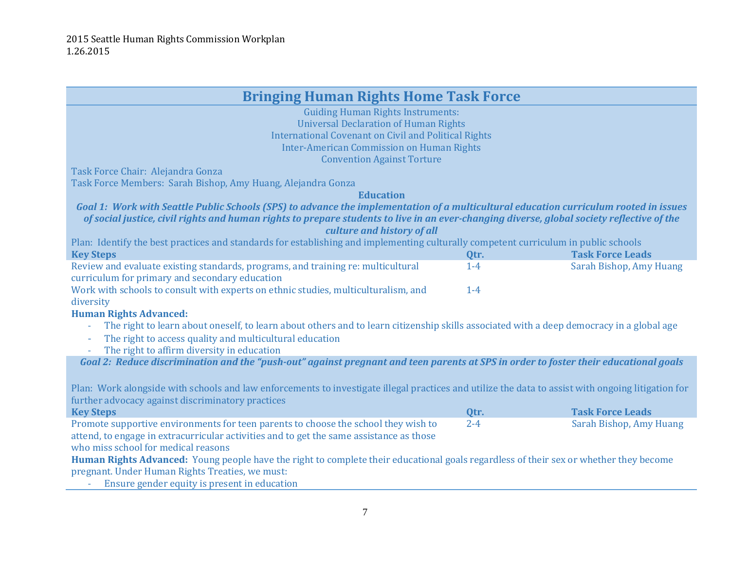## Bringing Human Rights Home Task Force

Guiding Human Rights Instruments:
Universal Declaration of Human Rights
International Covenant on Civil and Political Rights
Inter-American Commission on Human Rights
Convention Against Torture

Task Force Chair: Alejandra Gonza
Task Force Members: Sarah Bishop, Amy Huang, Alejandra Gonza

### Education

***Goal 1: Work with Seattle Public Schools (SPS) to advance the implementation of a multicultural education curriculum rooted in issues of social justice, civil rights and human rights to prepare students to live in an ever-changing diverse, global society reflective of the culture and history of all***

Plan: Identify the best practices and standards for establishing and implementing culturally competent curriculum in public schools

| Key Steps | Qtr. | Task Force Leads |
|---|---|---|
| Review and evaluate existing standards, programs, and training re: multicultural curriculum for primary and secondary education | 1-4 | Sarah Bishop, Amy Huang |
| Work with schools to consult with experts on ethnic studies, multiculturalism, and diversity | 1-4 | |

**Human Rights Advanced:**

- The right to learn about oneself, to learn about others and to learn citizenship skills associated with a deep democracy in a global age
- The right to access quality and multicultural education
- The right to affirm diversity in education

***Goal 2: Reduce discrimination and the "push-out" against pregnant and teen parents at SPS in order to foster their educational goals***

Plan: Work alongside with schools and law enforcements to investigate illegal practices and utilize the data to assist with ongoing litigation for further advocacy against discriminatory practices

| Key Steps | Qtr. | Task Force Leads |
|---|---|---|
| Promote supportive environments for teen parents to choose the school they wish to attend, to engage in extracurricular activities and to get the same assistance as those who miss school for medical reasons | 2-4 | Sarah Bishop, Amy Huang |

**Human Rights Advanced:** Young people have the right to complete their educational goals regardless of their sex or whether they become pregnant. Under Human Rights Treaties, we must:

- Ensure gender equity is present in education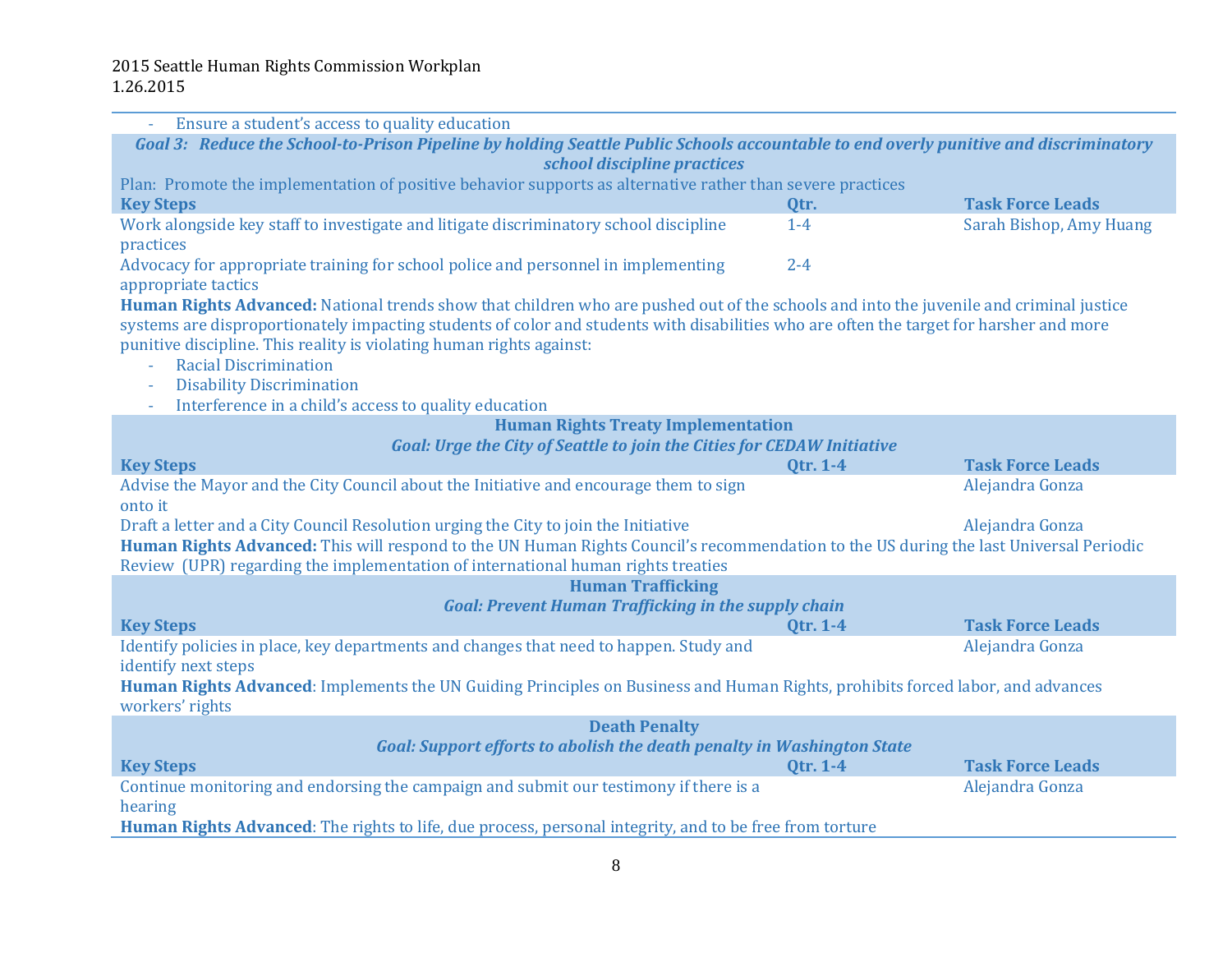- Ensure a student's access to quality education

***Goal 3: Reduce the School-to-Prison Pipeline by holding Seattle Public Schools accountable to end overly punitive and discriminatory school discipline practices***

Plan: Promote the implementation of positive behavior supports as alternative rather than severe practices

| Key Steps | Qtr. | Task Force Leads |
|---|---|---|
| Work alongside key staff to investigate and litigate discriminatory school discipline practices | 1-4 | Sarah Bishop, Amy Huang |
| Advocacy for appropriate training for school police and personnel in implementing appropriate tactics | 2-4 | |

**Human Rights Advanced:** National trends show that children who are pushed out of the schools and into the juvenile and criminal justice systems are disproportionately impacting students of color and students with disabilities who are often the target for harsher and more punitive discipline. This reality is violating human rights against:

- Racial Discrimination
- Disability Discrimination
- Interference in a child's access to quality education

## Human Rights Treaty Implementation

***Goal: Urge the City of Seattle to join the Cities for CEDAW Initiative***

| Key Steps | Qtr. 1-4 | Task Force Leads |
|---|---|---|
| Advise the Mayor and the City Council about the Initiative and encourage them to sign onto it | | Alejandra Gonza |
| Draft a letter and a City Council Resolution urging the City to join the Initiative | | Alejandra Gonza |

**Human Rights Advanced:** This will respond to the UN Human Rights Council's recommendation to the US during the last Universal Periodic Review (UPR) regarding the implementation of international human rights treaties

## Human Trafficking

***Goal: Prevent Human Trafficking in the supply chain***

| Key Steps | Qtr. 1-4 | Task Force Leads |
|---|---|---|
| Identify policies in place, key departments and changes that need to happen. Study and identify next steps | | Alejandra Gonza |

**Human Rights Advanced**: Implements the UN Guiding Principles on Business and Human Rights, prohibits forced labor, and advances workers' rights

## Death Penalty

***Goal: Support efforts to abolish the death penalty in Washington State***

| Key Steps | Qtr. 1-4 | Task Force Leads |
|---|---|---|
| Continue monitoring and endorsing the campaign and submit our testimony if there is a hearing | | Alejandra Gonza |

**Human Rights Advanced**: The rights to life, due process, personal integrity, and to be free from torture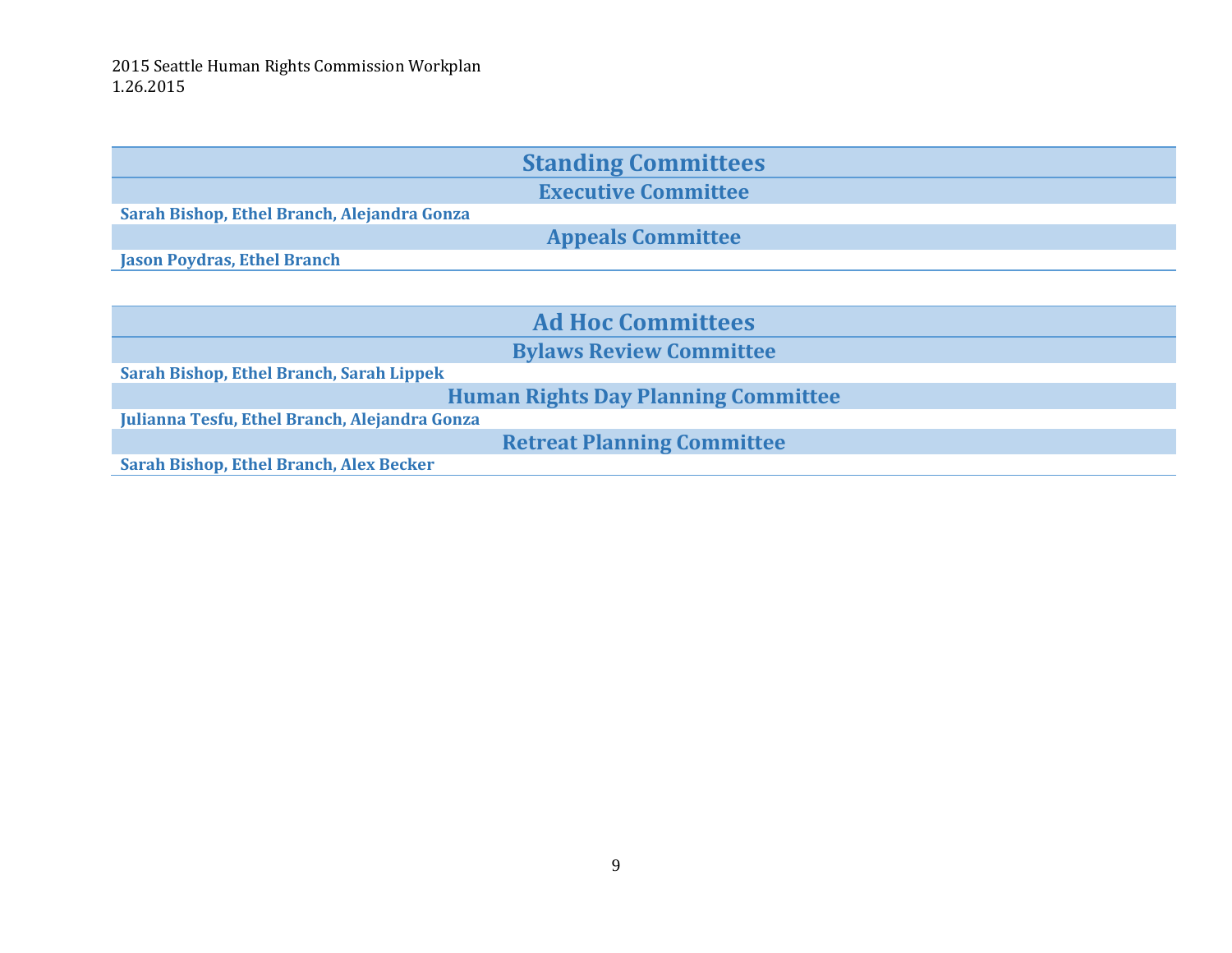2015 Seattle Human Rights Commission Workplan
1.26.2015

## Standing Committees

### Executive Committee

**Sarah Bishop, Ethel Branch, Alejandra Gonza**

### Appeals Committee

**Jason Poydras, Ethel Branch**

## Ad Hoc Committees

### Bylaws Review Committee

**Sarah Bishop, Ethel Branch, Sarah Lippek**

### Human Rights Day Planning Committee

**Julianna Tesfu, Ethel Branch, Alejandra Gonza**

### Retreat Planning Committee

**Sarah Bishop, Ethel Branch, Alex Becker**